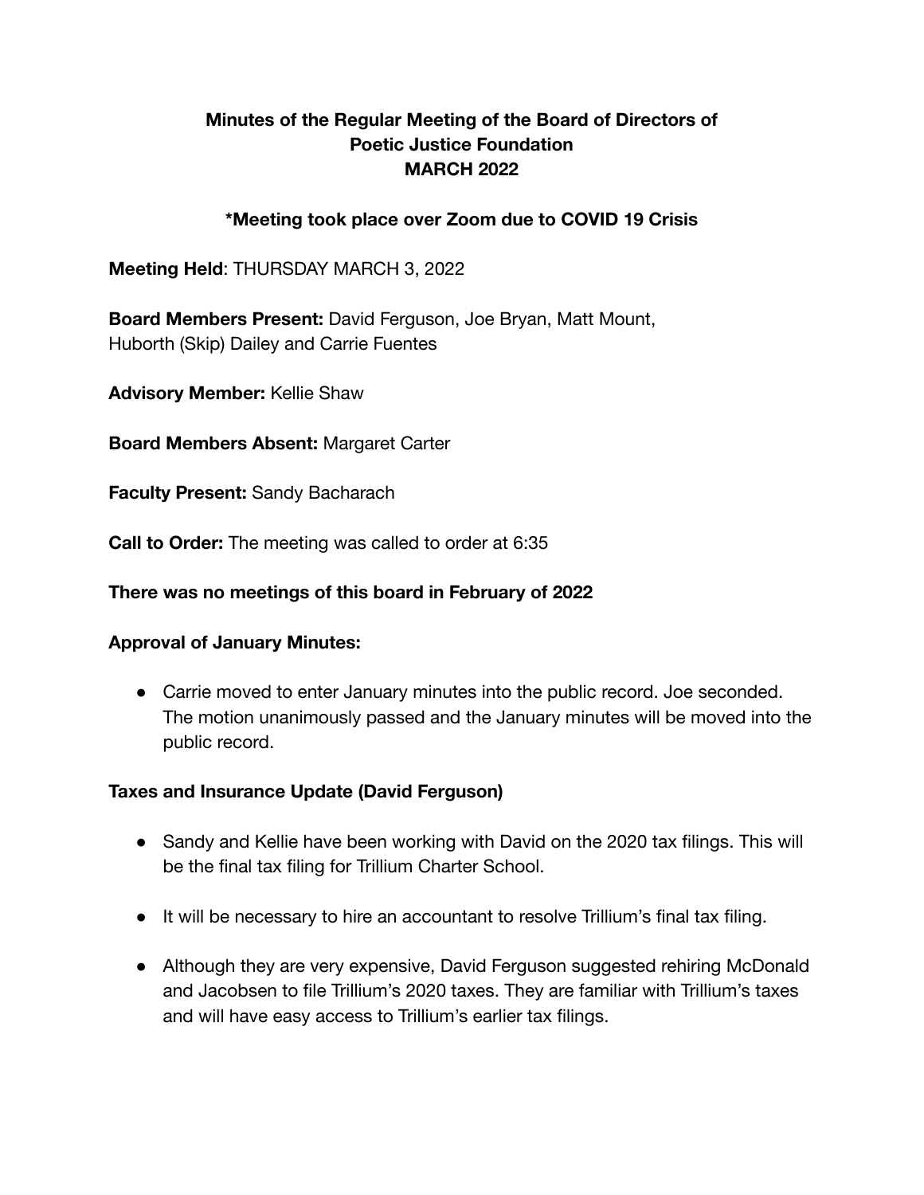# Minutes of the Regular Meeting of the Board of Directors of Poetic Justice Foundation MARCH 2022

**\*Meeting took place over Zoom due to COVID 19 Crisis**

**Meeting Held**: THURSDAY MARCH 3, 2022

**Board Members Present:** David Ferguson, Joe Bryan, Matt Mount, Huborth (Skip) Dailey and Carrie Fuentes

**Advisory Member:** Kellie Shaw

**Board Members Absent:** Margaret Carter

**Faculty Present:** Sandy Bacharach

**Call to Order:** The meeting was called to order at 6:35

**There was no meetings of this board in February of 2022**

**Approval of January Minutes:**

- Carrie moved to enter January minutes into the public record. Joe seconded. The motion unanimously passed and the January minutes will be moved into the public record.

**Taxes and Insurance Update (David Ferguson)**

- Sandy and Kellie have been working with David on the 2020 tax filings. This will be the final tax filing for Trillium Charter School.
- It will be necessary to hire an accountant to resolve Trillium's final tax filing.
- Although they are very expensive, David Ferguson suggested rehiring McDonald and Jacobsen to file Trillium's 2020 taxes. They are familiar with Trillium's taxes and will have easy access to Trillium's earlier tax filings.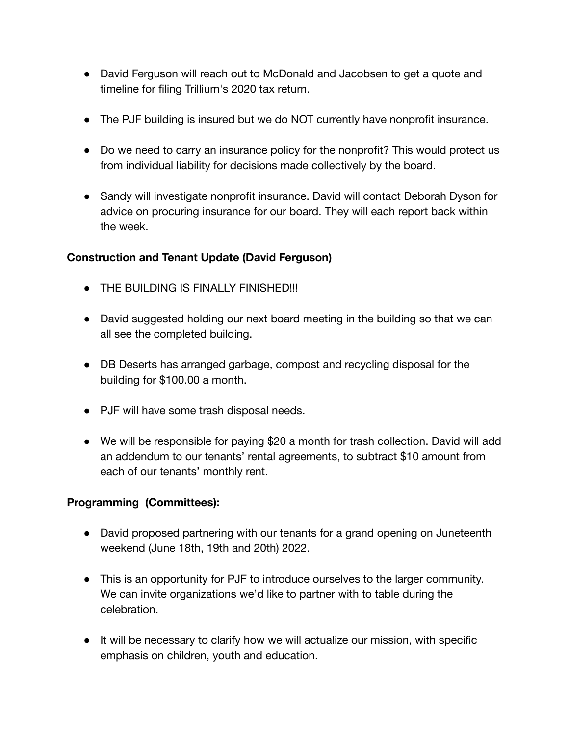- David Ferguson will reach out to McDonald and Jacobsen to get a quote and timeline for filing Trillium's 2020 tax return.
- The PJF building is insured but we do NOT currently have nonprofit insurance.
- Do we need to carry an insurance policy for the nonprofit? This would protect us from individual liability for decisions made collectively by the board.
- Sandy will investigate nonprofit insurance. David will contact Deborah Dyson for advice on procuring insurance for our board. They will each report back within the week.

**Construction and Tenant Update (David Ferguson)**

- THE BUILDING IS FINALLY FINISHED!!!
- David suggested holding our next board meeting in the building so that we can all see the completed building.
- DB Deserts has arranged garbage, compost and recycling disposal for the building for $100.00 a month.
- PJF will have some trash disposal needs.
- We will be responsible for paying $20 a month for trash collection. David will add an addendum to our tenants' rental agreements, to subtract $10 amount from each of our tenants' monthly rent.

**Programming (Committees):**

- David proposed partnering with our tenants for a grand opening on Juneteenth weekend (June 18th, 19th and 20th) 2022.
- This is an opportunity for PJF to introduce ourselves to the larger community. We can invite organizations we'd like to partner with to table during the celebration.
- It will be necessary to clarify how we will actualize our mission, with specific emphasis on children, youth and education.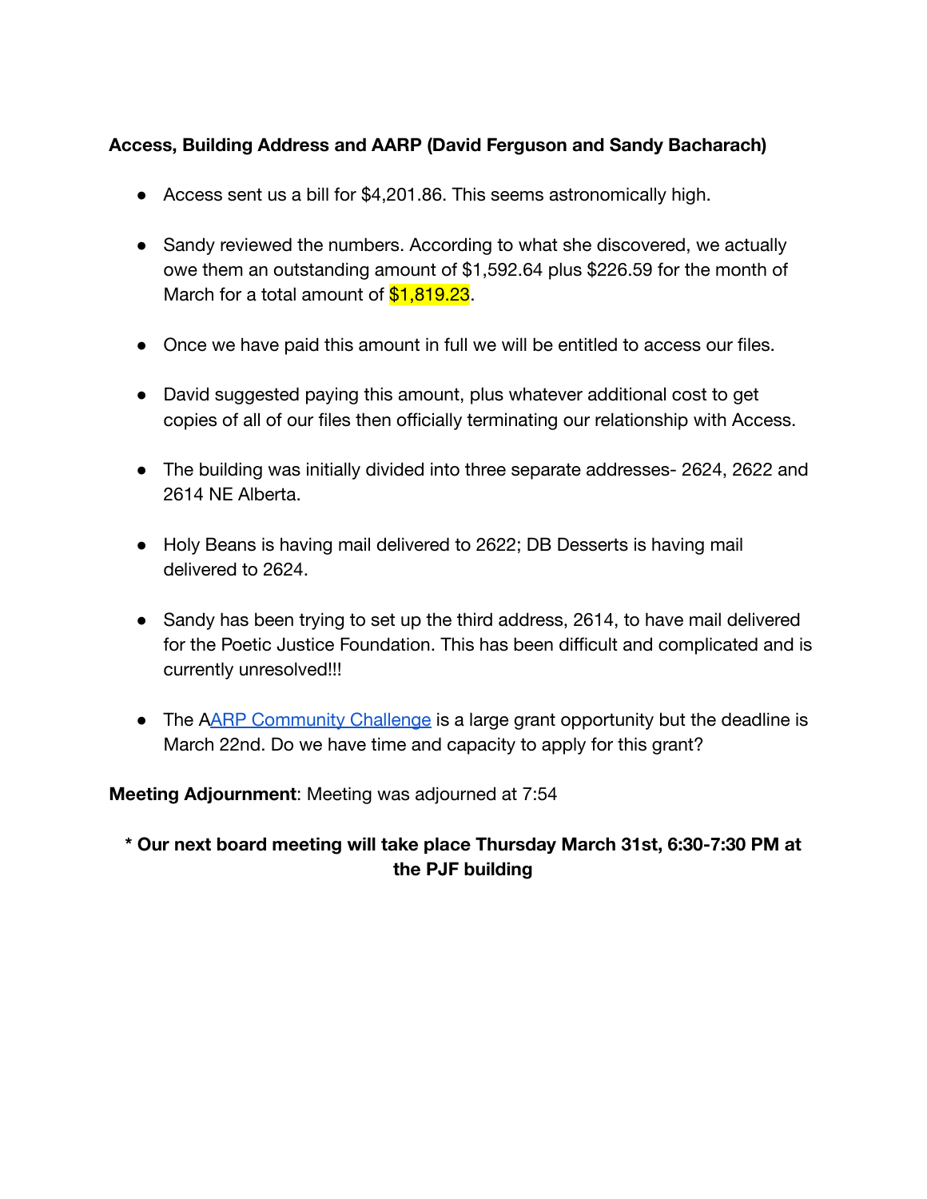**Access, Building Address and AARP (David Ferguson and Sandy Bacharach)**

- Access sent us a bill for $4,201.86. This seems astronomically high.

- Sandy reviewed the numbers. According to what she discovered, we actually owe them an outstanding amount of $1,592.64 plus $226.59 for the month of March for a total amount of $1,819.23.

- Once we have paid this amount in full we will be entitled to access our files.

- David suggested paying this amount, plus whatever additional cost to get copies of all of our files then officially terminating our relationship with Access.

- The building was initially divided into three separate addresses- 2624, 2622 and 2614 NE Alberta.

- Holy Beans is having mail delivered to 2622; DB Desserts is having mail delivered to 2624.

- Sandy has been trying to set up the third address, 2614, to have mail delivered for the Poetic Justice Foundation. This has been difficult and complicated and is currently unresolved!!!

- The AARP Community Challenge is a large grant opportunity but the deadline is March 22nd. Do we have time and capacity to apply for this grant?

**Meeting Adjournment**: Meeting was adjourned at 7:54

**\* Our next board meeting will take place Thursday March 31st, 6:30-7:30 PM at the PJF building**